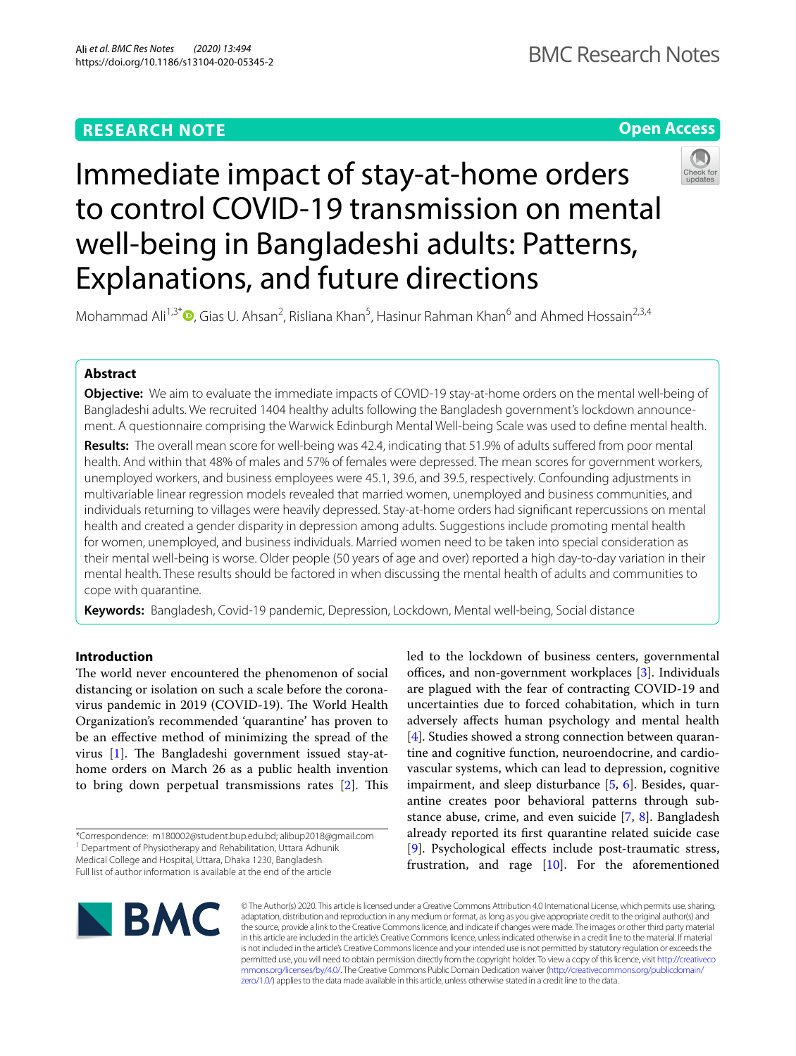RESEARCH NOTE

Open Access

# Immediate impact of stay-at-home orders to control COVID-19 transmission on mental well-being in Bangladeshi adults: Patterns, Explanations, and future directions

Mohammad Ali[1,3*], Gias U. Ahsan[2], Risliana Khan[5], Hasinur Rahman Khan[6] and Ahmed Hossain[2,3,4]

## Abstract

**Objective:** We aim to evaluate the immediate impacts of COVID-19 stay-at-home orders on the mental well-being of Bangladeshi adults. We recruited 1404 healthy adults following the Bangladesh government's lockdown announcement. A questionnaire comprising the Warwick Edinburgh Mental Well-being Scale was used to define mental health.

**Results:** The overall mean score for well-being was 42.4, indicating that 51.9% of adults suffered from poor mental health. And within that 48% of males and 57% of females were depressed. The mean scores for government workers, unemployed workers, and business employees were 45.1, 39.6, and 39.5, respectively. Confounding adjustments in multivariable linear regression models revealed that married women, unemployed and business communities, and individuals returning to villages were heavily depressed. Stay-at-home orders had significant repercussions on mental health and created a gender disparity in depression among adults. Suggestions include promoting mental health for women, unemployed, and business individuals. Married women need to be taken into special consideration as their mental well-being is worse. Older people (50 years of age and over) reported a high day-to-day variation in their mental health. These results should be factored in when discussing the mental health of adults and communities to cope with quarantine.

**Keywords:** Bangladesh, Covid-19 pandemic, Depression, Lockdown, Mental well-being, Social distance

## Introduction

The world never encountered the phenomenon of social distancing or isolation on such a scale before the coronavirus pandemic in 2019 (COVID-19). The World Health Organization's recommended 'quarantine' has proven to be an effective method of minimizing the spread of the virus [1]. The Bangladeshi government issued stay-at-home orders on March 26 as a public health invention to bring down perpetual transmissions rates [2]. This led to the lockdown of business centers, governmental offices, and non-government workplaces [3]. Individuals are plagued with the fear of contracting COVID-19 and uncertainties due to forced cohabitation, which in turn adversely affects human psychology and mental health [4]. Studies showed a strong connection between quarantine and cognitive function, neuroendocrine, and cardiovascular systems, which can lead to depression, cognitive impairment, and sleep disturbance [5, 6]. Besides, quarantine creates poor behavioral patterns through substance abuse, crime, and even suicide [7, 8]. Bangladesh already reported its first quarantine related suicide case [9]. Psychological effects include post-traumatic stress, frustration, and rage [10]. For the aforementioned

*Correspondence: m180002@student.bup.edu.bd; alibup2018@gmail.com
[1] Department of Physiotherapy and Rehabilitation, Uttara Adhunik Medical College and Hospital, Uttara, Dhaka 1230, Bangladesh
Full list of author information is available at the end of the article

© The Author(s) 2020. This article is licensed under a Creative Commons Attribution 4.0 International License, which permits use, sharing, adaptation, distribution and reproduction in any medium or format, as long as you give appropriate credit to the original author(s) and the source, provide a link to the Creative Commons licence, and indicate if changes were made. The images or other third party material in this article are included in the article's Creative Commons licence, unless indicated otherwise in a credit line to the material. If material is not included in the article's Creative Commons licence and your intended use is not permitted by statutory regulation or exceeds the permitted use, you will need to obtain permission directly from the copyright holder. To view a copy of this licence, visit http://creativecommons.org/licenses/by/4.0/. The Creative Commons Public Domain Dedication waiver (http://creativecommons.org/publicdomain/zero/1.0/) applies to the data made available in this article, unless otherwise stated in a credit line to the data.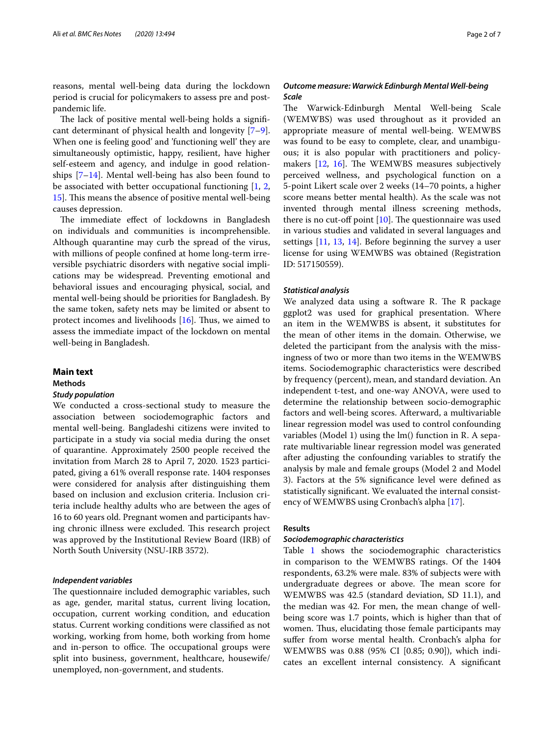reasons, mental well-being data during the lockdown period is crucial for policymakers to assess pre and post-pandemic life.

The lack of positive mental well-being holds a significant determinant of physical health and longevity [7–9]. When one is feeling good' and 'functioning well' they are simultaneously optimistic, happy, resilient, have higher self-esteem and agency, and indulge in good relationships [7–14]. Mental well-being has also been found to be associated with better occupational functioning [1, 2, 15]. This means the absence of positive mental well-being causes depression.

The immediate effect of lockdowns in Bangladesh on individuals and communities is incomprehensible. Although quarantine may curb the spread of the virus, with millions of people confined at home long-term irreversible psychiatric disorders with negative social implications may be widespread. Preventing emotional and behavioral issues and encouraging physical, social, and mental well-being should be priorities for Bangladesh. By the same token, safety nets may be limited or absent to protect incomes and livelihoods [16]. Thus, we aimed to assess the immediate impact of the lockdown on mental well-being in Bangladesh.

## Main text

### Methods

#### *Study population*

We conducted a cross-sectional study to measure the association between sociodemographic factors and mental well-being. Bangladeshi citizens were invited to participate in a study via social media during the onset of quarantine. Approximately 2500 people received the invitation from March 28 to April 7, 2020. 1523 participated, giving a 61% overall response rate. 1404 responses were considered for analysis after distinguishing them based on inclusion and exclusion criteria. Inclusion criteria include healthy adults who are between the ages of 16 to 60 years old. Pregnant women and participants having chronic illness were excluded. This research project was approved by the Institutional Review Board (IRB) of North South University (NSU-IRB 3572).

#### *Independent variables*

The questionnaire included demographic variables, such as age, gender, marital status, current living location, occupation, current working condition, and education status. Current working conditions were classified as not working, working from home, both working from home and in-person to office. The occupational groups were split into business, government, healthcare, housewife/unemployed, non-government, and students.

#### *Outcome measure: Warwick Edinburgh Mental Well-being Scale*

The Warwick-Edinburgh Mental Well-being Scale (WEMWBS) was used throughout as it provided an appropriate measure of mental well-being. WEMWBS was found to be easy to complete, clear, and unambiguous; it is also popular with practitioners and policymakers [12, 16]. The WEMWBS measures subjectively perceived wellness, and psychological function on a 5-point Likert scale over 2 weeks (14–70 points, a higher score means better mental health). As the scale was not invented through mental illness screening methods, there is no cut-off point [10]. The questionnaire was used in various studies and validated in several languages and settings [11, 13, 14]. Before beginning the survey a user license for using WEMWBS was obtained (Registration ID: 517150559).

#### *Statistical analysis*

We analyzed data using a software R. The R package ggplot2 was used for graphical presentation. Where an item in the WEMWBS is absent, it substitutes for the mean of other items in the domain. Otherwise, we deleted the participant from the analysis with the missingness of two or more than two items in the WEMWBS items. Sociodemographic characteristics were described by frequency (percent), mean, and standard deviation. An independent t-test, and one-way ANOVA, were used to determine the relationship between socio-demographic factors and well-being scores. Afterward, a multivariable linear regression model was used to control confounding variables (Model 1) using the lm() function in R. A separate multivariable linear regression model was generated after adjusting the confounding variables to stratify the analysis by male and female groups (Model 2 and Model 3). Factors at the 5% significance level were defined as statistically significant. We evaluated the internal consistency of WEMWBS using Cronbach's alpha [17].

### Results

#### *Sociodemographic characteristics*

Table 1 shows the sociodemographic characteristics in comparison to the WEMWBS ratings. Of the 1404 respondents, 63.2% were male. 83% of subjects were with undergraduate degrees or above. The mean score for WEMWBS was 42.5 (standard deviation, SD 11.1), and the median was 42. For men, the mean change of well-being score was 1.7 points, which is higher than that of women. Thus, elucidating those female participants may suffer from worse mental health. Cronbach's alpha for WEMWBS was 0.88 (95% CI [0.85; 0.90]), which indicates an excellent internal consistency. A significant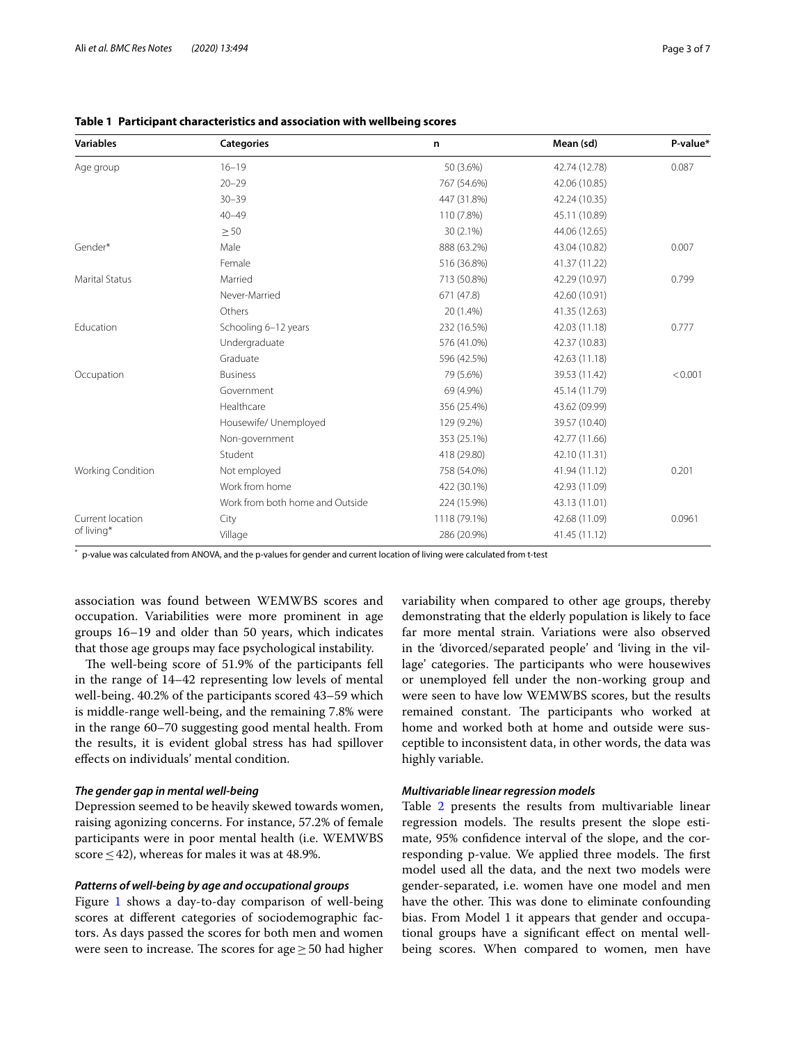**Table 1 Participant characteristics and association with wellbeing scores**

| Variables | Categories | n | Mean (sd) | P-value* |
|---|---|---|---|---|
| Age group | 16–19 | 50 (3.6%) | 42.74 (12.78) | 0.087 |
| | 20–29 | 767 (54.6%) | 42.06 (10.85) | |
| | 30–39 | 447 (31.8%) | 42.24 (10.35) | |
| | 40–49 | 110 (7.8%) | 45.11 (10.89) | |
| | ≥ 50 | 30 (2.1%) | 44.06 (12.65) | |
| Gender* | Male | 888 (63.2%) | 43.04 (10.82) | 0.007 |
| | Female | 516 (36.8%) | 41.37 (11.22) | |
| Marital Status | Married | 713 (50.8%) | 42.29 (10.97) | 0.799 |
| | Never-Married | 671 (47.8) | 42.60 (10.91) | |
| | Others | 20 (1.4%) | 41.35 (12.63) | |
| Education | Schooling 6–12 years | 232 (16.5%) | 42.03 (11.18) | 0.777 |
| | Undergraduate | 576 (41.0%) | 42.37 (10.83) | |
| | Graduate | 596 (42.5%) | 42.63 (11.18) | |
| Occupation | Business | 79 (5.6%) | 39.53 (11.42) | < 0.001 |
| | Government | 69 (4.9%) | 45.14 (11.79) | |
| | Healthcare | 356 (25.4%) | 43.62 (09.99) | |
| | Housewife/ Unemployed | 129 (9.2%) | 39.57 (10.40) | |
| | Non-government | 353 (25.1%) | 42.77 (11.66) | |
| | Student | 418 (29.80) | 42.10 (11.31) | |
| Working Condition | Not employed | 758 (54.0%) | 41.94 (11.12) | 0.201 |
| | Work from home | 422 (30.1%) | 42.93 (11.09) | |
| | Work from both home and Outside | 224 (15.9%) | 43.13 (11.01) | |
| Current location of living* | City | 1118 (79.1%) | 42.68 (11.09) | 0.0961 |
| | Village | 286 (20.9%) | 41.45 (11.12) | |

\* p-value was calculated from ANOVA, and the p-values for gender and current location of living were calculated from t-test

association was found between WEMWBS scores and occupation. Variabilities were more prominent in age groups 16–19 and older than 50 years, which indicates that those age groups may face psychological instability.

The well-being score of 51.9% of the participants fell in the range of 14–42 representing low levels of mental well-being. 40.2% of the participants scored 43–59 which is middle-range well-being, and the remaining 7.8% were in the range 60–70 suggesting good mental health. From the results, it is evident global stress has had spillover effects on individuals' mental condition.

### *The gender gap in mental well-being*

Depression seemed to be heavily skewed towards women, raising agonizing concerns. For instance, 57.2% of female participants were in poor mental health (i.e. WEMWBS score ≤ 42), whereas for males it was at 48.9%.

### *Patterns of well-being by age and occupational groups*

Figure 1 shows a day-to-day comparison of well-being scores at different categories of sociodemographic factors. As days passed the scores for both men and women were seen to increase. The scores for age ≥ 50 had higher variability when compared to other age groups, thereby demonstrating that the elderly population is likely to face far more mental strain. Variations were also observed in the 'divorced/separated people' and 'living in the village' categories. The participants who were housewives or unemployed fell under the non-working group and were seen to have low WEMWBS scores, but the results remained constant. The participants who worked at home and worked both at home and outside were susceptible to inconsistent data, in other words, the data was highly variable.

### *Multivariable linear regression models*

Table 2 presents the results from multivariable linear regression models. The results present the slope estimate, 95% confidence interval of the slope, and the corresponding p-value. We applied three models. The first model used all the data, and the next two models were gender-separated, i.e. women have one model and men have the other. This was done to eliminate confounding bias. From Model 1 it appears that gender and occupational groups have a significant effect on mental well-being scores. When compared to women, men have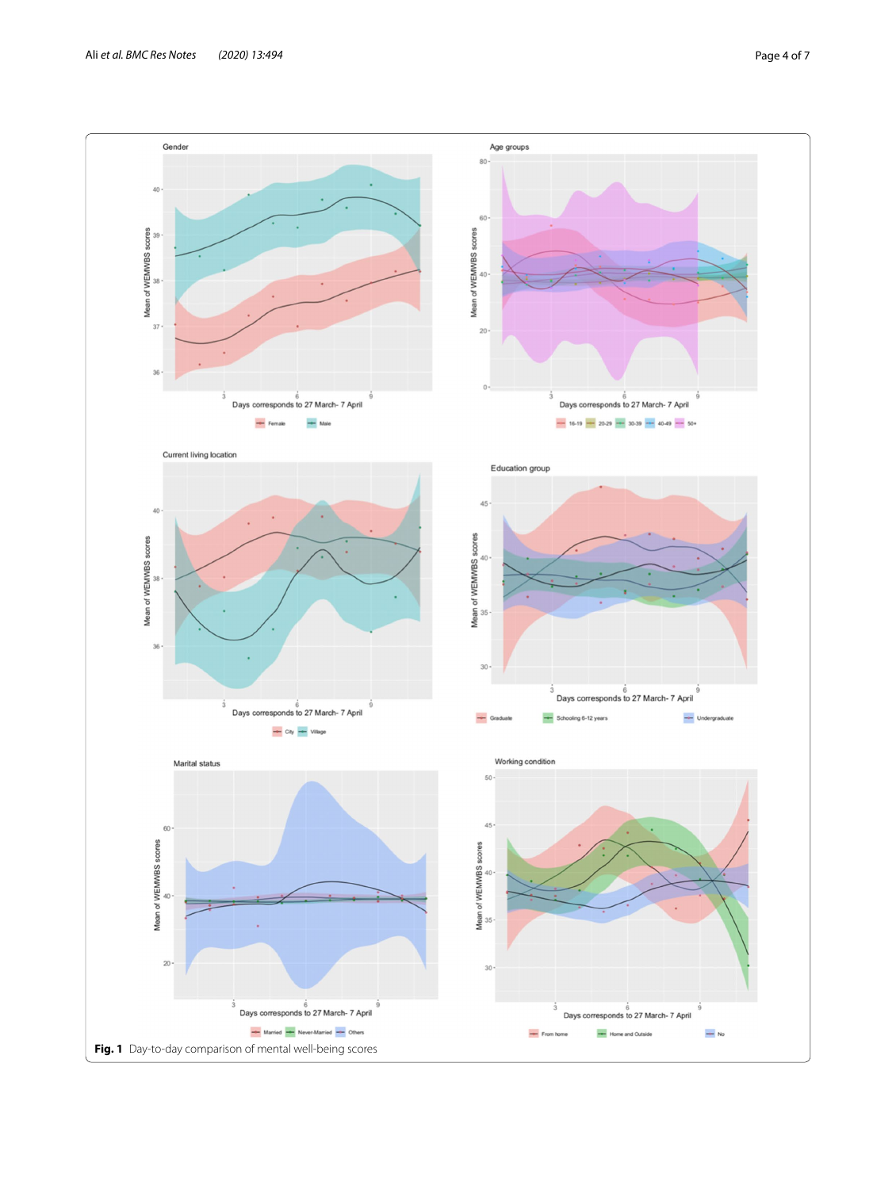**Fig. 1** Day-to-day comparison of mental well-being scores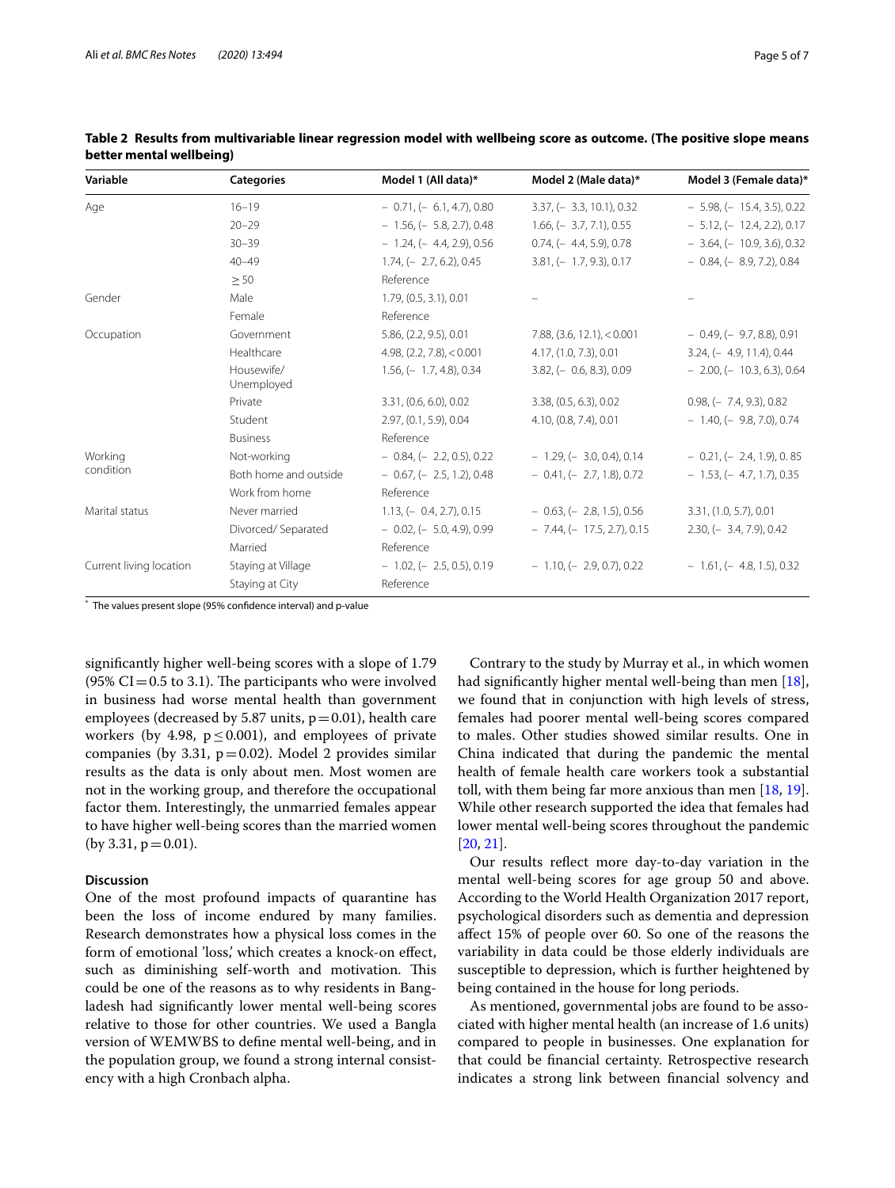**Table 2 Results from multivariable linear regression model with wellbeing score as outcome. (The positive slope means better mental wellbeing)**

| Variable | Categories | Model 1 (All data)* | Model 2 (Male data)* | Model 3 (Female data)* |
|---|---|---|---|---|
| Age | 16–19 | − 0.71, (− 6.1, 4.7), 0.80 | 3.37, (− 3.3, 10.1), 0.32 | − 5.98, (− 15.4, 3.5), 0.22 |
| | 20–29 | − 1.56, (− 5.8, 2.7), 0.48 | 1.66, (− 3.7, 7.1), 0.55 | − 5.12, (− 12.4, 2.2), 0.17 |
| | 30–39 | − 1.24, (− 4.4, 2.9), 0.56 | 0.74, (− 4.4, 5.9), 0.78 | − 3.64, (− 10.9, 3.6), 0.32 |
| | 40–49 | 1.74, (− 2.7, 6.2), 0.45 | 3.81, (− 1.7, 9.3), 0.17 | − 0.84, (− 8.9, 7.2), 0.84 |
| | ≥ 50 | Reference | | |
| Gender | Male | 1.79, (0.5, 3.1), 0.01 | – | – |
| | Female | Reference | | |
| Occupation | Government | 5.86, (2.2, 9.5), 0.01 | 7.88, (3.6, 12.1), < 0.001 | − 0.49, (− 9.7, 8.8), 0.91 |
| | Healthcare | 4.98, (2.2, 7.8), < 0.001 | 4.17, (1.0, 7.3), 0.01 | 3.24, (− 4.9, 11.4), 0.44 |
| | Housewife/ Unemployed | 1.56, (− 1.7, 4.8), 0.34 | 3.82, (− 0.6, 8.3), 0.09 | − 2.00, (− 10.3, 6.3), 0.64 |
| | Private | 3.31, (0.6, 6.0), 0.02 | 3.38, (0.5, 6.3), 0.02 | 0.98, (− 7.4, 9.3), 0.82 |
| | Student | 2.97, (0.1, 5.9), 0.04 | 4.10, (0.8, 7.4), 0.01 | − 1.40, (− 9.8, 7.0), 0.74 |
| | Business | Reference | | |
| Working condition | Not-working | − 0.84, (− 2.2, 0.5), 0.22 | − 1.29, (− 3.0, 0.4), 0.14 | − 0.21, (− 2.4, 1.9), 0. 85 |
| | Both home and outside | − 0.67, (− 2.5, 1.2), 0.48 | − 0.41, (− 2.7, 1.8), 0.72 | − 1.53, (− 4.7, 1.7), 0.35 |
| | Work from home | Reference | | |
| Marital status | Never married | 1.13, (− 0.4, 2.7), 0.15 | − 0.63, (− 2.8, 1.5), 0.56 | 3.31, (1.0, 5.7), 0.01 |
| | Divorced/ Separated | − 0.02, (− 5.0, 4.9), 0.99 | − 7.44, (− 17.5, 2.7), 0.15 | 2.30, (− 3.4, 7.9), 0.42 |
| | Married | Reference | | |
| Current living location | Staying at Village | − 1.02, (− 2.5, 0.5), 0.19 | − 1.10, (− 2.9, 0.7), 0.22 | − 1.61, (− 4.8, 1.5), 0.32 |
| | Staying at City | Reference | | |

* The values present slope (95% confidence interval) and p-value

significantly higher well-being scores with a slope of 1.79 (95% CI = 0.5 to 3.1). The participants who were involved in business had worse mental health than government employees (decreased by 5.87 units, $p = 0.01$), health care workers (by 4.98, $p \leq 0.001$), and employees of private companies (by 3.31, $p = 0.02$). Model 2 provides similar results as the data is only about men. Most women are not in the working group, and therefore the occupational factor them. Interestingly, the unmarried females appear to have higher well-being scores than the married women (by 3.31, $p = 0.01$).

## Discussion

One of the most profound impacts of quarantine has been the loss of income endured by many families. Research demonstrates how a physical loss comes in the form of emotional 'loss,' which creates a knock-on effect, such as diminishing self-worth and motivation. This could be one of the reasons as to why residents in Bangladesh had significantly lower mental well-being scores relative to those for other countries. We used a Bangla version of WEMWBS to define mental well-being, and in the population group, we found a strong internal consistency with a high Cronbach alpha.

Contrary to the study by Murray et al., in which women had significantly higher mental well-being than men [18], we found that in conjunction with high levels of stress, females had poorer mental well-being scores compared to males. Other studies showed similar results. One in China indicated that during the pandemic the mental health of female health care workers took a substantial toll, with them being far more anxious than men [18, 19]. While other research supported the idea that females had lower mental well-being scores throughout the pandemic [20, 21].

Our results reflect more day-to-day variation in the mental well-being scores for age group 50 and above. According to the World Health Organization 2017 report, psychological disorders such as dementia and depression affect 15% of people over 60. So one of the reasons the variability in data could be those elderly individuals are susceptible to depression, which is further heightened by being contained in the house for long periods.

As mentioned, governmental jobs are found to be associated with higher mental health (an increase of 1.6 units) compared to people in businesses. One explanation for that could be financial certainty. Retrospective research indicates a strong link between financial solvency and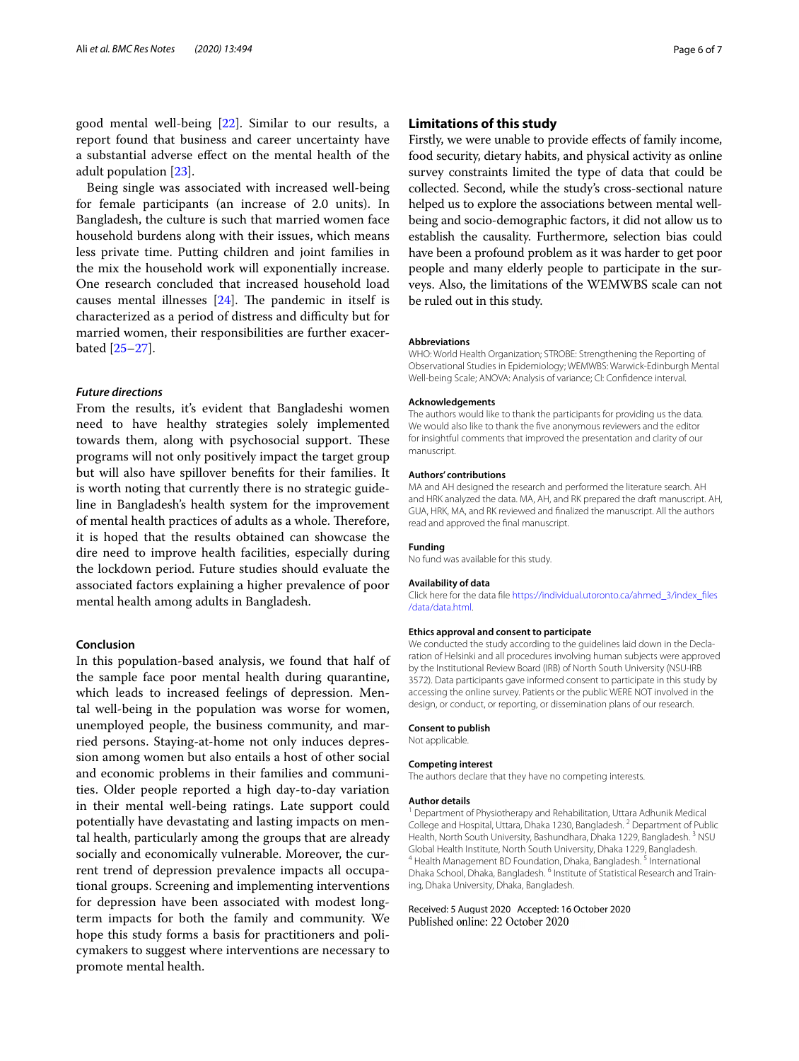good mental well-being [22]. Similar to our results, a report found that business and career uncertainty have a substantial adverse effect on the mental health of the adult population [23].

Being single was associated with increased well-being for female participants (an increase of 2.0 units). In Bangladesh, the culture is such that married women face household burdens along with their issues, which means less private time. Putting children and joint families in the mix the household work will exponentially increase. One research concluded that increased household load causes mental illnesses [24]. The pandemic in itself is characterized as a period of distress and difficulty but for married women, their responsibilities are further exacerbated [25–27].

### *Future directions*

From the results, it's evident that Bangladeshi women need to have healthy strategies solely implemented towards them, along with psychosocial support. These programs will not only positively impact the target group but will also have spillover benefits for their families. It is worth noting that currently there is no strategic guideline in Bangladesh's health system for the improvement of mental health practices of adults as a whole. Therefore, it is hoped that the results obtained can showcase the dire need to improve health facilities, especially during the lockdown period. Future studies should evaluate the associated factors explaining a higher prevalence of poor mental health among adults in Bangladesh.

## Conclusion

In this population-based analysis, we found that half of the sample face poor mental health during quarantine, which leads to increased feelings of depression. Mental well-being in the population was worse for women, unemployed people, the business community, and married persons. Staying-at-home not only induces depression among women but also entails a host of other social and economic problems in their families and communities. Older people reported a high day-to-day variation in their mental well-being ratings. Late support could potentially have devastating and lasting impacts on mental health, particularly among the groups that are already socially and economically vulnerable. Moreover, the current trend of depression prevalence impacts all occupational groups. Screening and implementing interventions for depression have been associated with modest long-term impacts for both the family and community. We hope this study forms a basis for practitioners and policymakers to suggest where interventions are necessary to promote mental health.

## Limitations of this study

Firstly, we were unable to provide effects of family income, food security, dietary habits, and physical activity as online survey constraints limited the type of data that could be collected. Second, while the study's cross-sectional nature helped us to explore the associations between mental well-being and socio-demographic factors, it did not allow us to establish the causality. Furthermore, selection bias could have been a profound problem as it was harder to get poor people and many elderly people to participate in the surveys. Also, the limitations of the WEMWBS scale can not be ruled out in this study.

#### Abbreviations

WHO: World Health Organization; STROBE: Strengthening the Reporting of Observational Studies in Epidemiology; WEMWBS: Warwick-Edinburgh Mental Well-being Scale; ANOVA: Analysis of variance; CI: Confidence interval.

#### Acknowledgements

The authors would like to thank the participants for providing us the data. We would also like to thank the five anonymous reviewers and the editor for insightful comments that improved the presentation and clarity of our manuscript.

#### Authors' contributions

MA and AH designed the research and performed the literature search. AH and HRK analyzed the data. MA, AH, and RK prepared the draft manuscript. AH, GUA, HRK, MA, and RK reviewed and finalized the manuscript. All the authors read and approved the final manuscript.

#### Funding

No fund was available for this study.

#### Availability of data

Click here for the data file https://individual.utoronto.ca/ahmed_3/index_files/data/data.html.

#### Ethics approval and consent to participate

We conducted the study according to the guidelines laid down in the Declaration of Helsinki and all procedures involving human subjects were approved by the Institutional Review Board (IRB) of North South University (NSU-IRB 3572). Data participants gave informed consent to participate in this study by accessing the online survey. Patients or the public WERE NOT involved in the design, or conduct, or reporting, or dissemination plans of our research.

#### Consent to publish

Not applicable.

#### Competing interest

The authors declare that they have no competing interests.

#### Author details

[1] Department of Physiotherapy and Rehabilitation, Uttara Adhunik Medical College and Hospital, Uttara, Dhaka 1230, Bangladesh. [2] Department of Public Health, North South University, Bashundhara, Dhaka 1229, Bangladesh. [3] NSU Global Health Institute, North South University, Dhaka 1229, Bangladesh. [4] Health Management BD Foundation, Dhaka, Bangladesh. [5] International Dhaka School, Dhaka, Bangladesh. [6] Institute of Statistical Research and Training, Dhaka University, Dhaka, Bangladesh.

Received: 5 August 2020 Accepted: 16 October 2020
Published online: 22 October 2020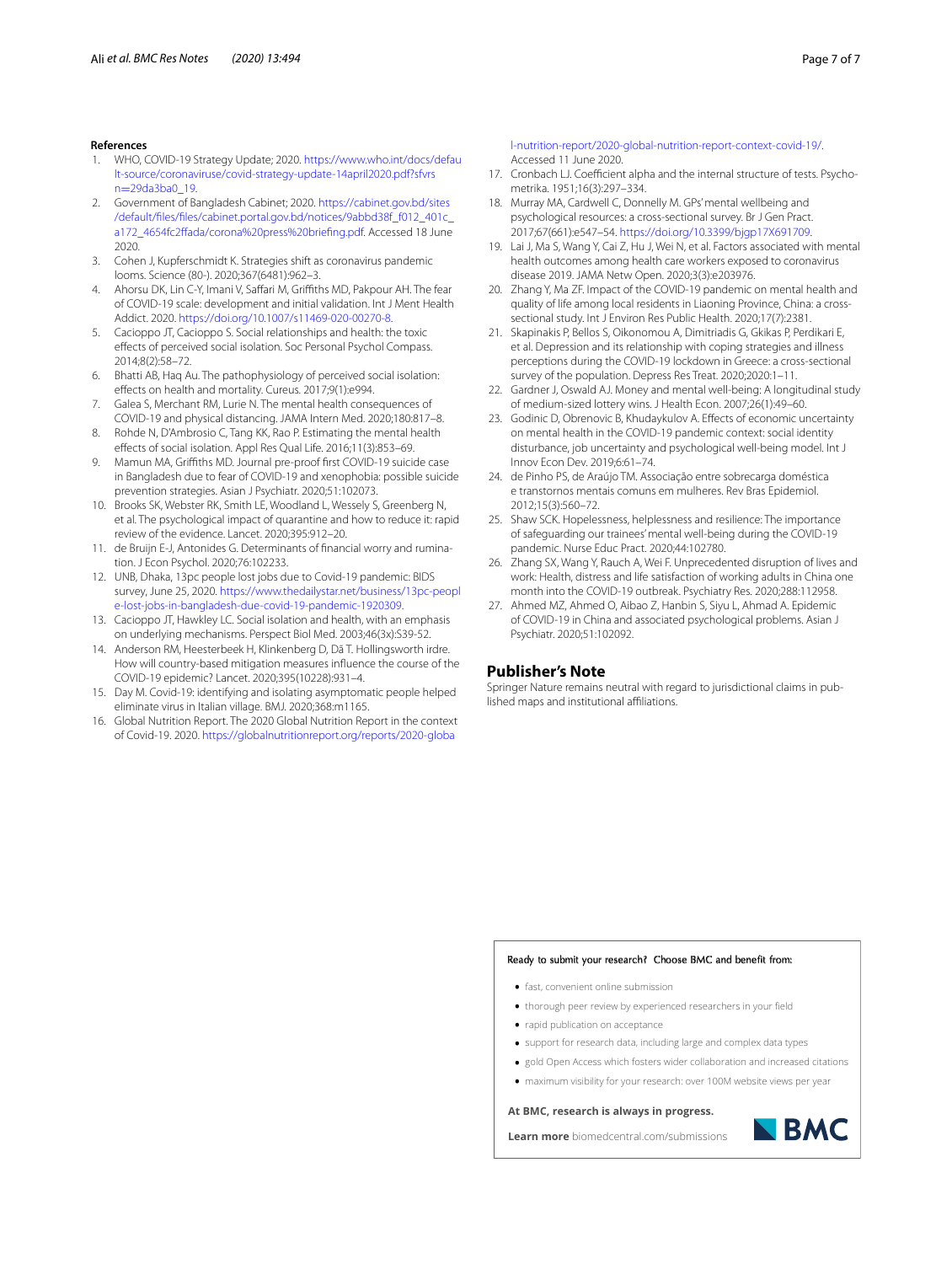### References

1. WHO, COVID-19 Strategy Update; 2020. https://www.who.int/docs/default-source/coronaviruse/covid-strategy-update-14april2020.pdf?sfvrsn=29da3ba0_19.
2. Government of Bangladesh Cabinet; 2020. https://cabinet.gov.bd/sites/default/files/files/cabinet.portal.gov.bd/notices/9abbd38f_f012_401c_a172_4654fc2ffada/corona%20press%20briefing.pdf. Accessed 18 June 2020.
3. Cohen J, Kupferschmidt K. Strategies shift as coronavirus pandemic looms. Science (80-). 2020;367(6481):962–3.
4. Ahorsu DK, Lin C-Y, Imani V, Saffari M, Griffiths MD, Pakpour AH. The fear of COVID-19 scale: development and initial validation. Int J Ment Health Addict. 2020. https://doi.org/10.1007/s11469-020-00270-8.
5. Cacioppo JT, Cacioppo S. Social relationships and health: the toxic effects of perceived social isolation. Soc Personal Psychol Compass. 2014;8(2):58–72.
6. Bhatti AB, Haq Au. The pathophysiology of perceived social isolation: effects on health and mortality. Cureus. 2017;9(1):e994.
7. Galea S, Merchant RM, Lurie N. The mental health consequences of COVID-19 and physical distancing. JAMA Intern Med. 2020;180:817–8.
8. Rohde N, D'Ambrosio C, Tang KK, Rao P. Estimating the mental health effects of social isolation. Appl Res Qual Life. 2016;11(3):853–69.
9. Mamun MA, Griffiths MD. Journal pre-proof first COVID-19 suicide case in Bangladesh due to fear of COVID-19 and xenophobia: possible suicide prevention strategies. Asian J Psychiatr. 2020;51:102073.
10. Brooks SK, Webster RK, Smith LE, Woodland L, Wessely S, Greenberg N, et al. The psychological impact of quarantine and how to reduce it: rapid review of the evidence. Lancet. 2020;395:912–20.
11. de Bruijn E-J, Antonides G. Determinants of financial worry and rumination. J Econ Psychol. 2020;76:102233.
12. UNB, Dhaka, 13pc people lost jobs due to Covid-19 pandemic: BIDS survey, June 25, 2020. https://www.thedailystar.net/business/13pc-people-lost-jobs-in-bangladesh-due-covid-19-pandemic-1920309.
13. Cacioppo JT, Hawkley LC. Social isolation and health, with an emphasis on underlying mechanisms. Perspect Biol Med. 2003;46(3x):S39-52.
14. Anderson RM, Heesterbeek H, Klinkenberg D, Dă T. Hollingsworth irdre. How will country-based mitigation measures influence the course of the COVID-19 epidemic? Lancet. 2020;395(10228):931–4.
15. Day M. Covid-19: identifying and isolating asymptomatic people helped eliminate virus in Italian village. BMJ. 2020;368:m1165.
16. Global Nutrition Report. The 2020 Global Nutrition Report in the context of Covid-19. 2020. https://globalnutritionreport.org/reports/2020-global-nutrition-report/2020-global-nutrition-report-context-covid-19/. Accessed 11 June 2020.
17. Cronbach LJ. Coefficient alpha and the internal structure of tests. Psychometrika. 1951;16(3):297–334.
18. Murray MA, Cardwell C, Donnelly M. GPs' mental wellbeing and psychological resources: a cross-sectional survey. Br J Gen Pract. 2017;67(661):e547–54. https://doi.org/10.3399/bjgp17X691709.
19. Lai J, Ma S, Wang Y, Cai Z, Hu J, Wei N, et al. Factors associated with mental health outcomes among health care workers exposed to coronavirus disease 2019. JAMA Netw Open. 2020;3(3):e203976.
20. Zhang Y, Ma ZF. Impact of the COVID-19 pandemic on mental health and quality of life among local residents in Liaoning Province, China: a cross-sectional study. Int J Environ Res Public Health. 2020;17(7):2381.
21. Skapinakis P, Bellos S, Oikonomou A, Dimitriadis G, Gkikas P, Perdikari E, et al. Depression and its relationship with coping strategies and illness perceptions during the COVID-19 lockdown in Greece: a cross-sectional survey of the population. Depress Res Treat. 2020;2020:1–11.
22. Gardner J, Oswald AJ. Money and mental well-being: A longitudinal study of medium-sized lottery wins. J Health Econ. 2007;26(1):49–60.
23. Godinic D, Obrenovic B, Khudaykulov A. Effects of economic uncertainty on mental health in the COVID-19 pandemic context: social identity disturbance, job uncertainty and psychological well-being model. Int J Innov Econ Dev. 2019;6:61–74.
24. de Pinho PS, de Araújo TM. Associação entre sobrecarga doméstica e transtornos mentais comuns em mulheres. Rev Bras Epidemiol. 2012;15(3):560–72.
25. Shaw SCK. Hopelessness, helplessness and resilience: The importance of safeguarding our trainees' mental well-being during the COVID-19 pandemic. Nurse Educ Pract. 2020;44:102780.
26. Zhang SX, Wang Y, Rauch A, Wei F. Unprecedented disruption of lives and work: Health, distress and life satisfaction of working adults in China one month into the COVID-19 outbreak. Psychiatry Res. 2020;288:112958.
27. Ahmed MZ, Ahmed O, Aibao Z, Hanbin S, Siyu L, Ahmad A. Epidemic of COVID-19 in China and associated psychological problems. Asian J Psychiatr. 2020;51:102092.

## Publisher's Note

Springer Nature remains neutral with regard to jurisdictional claims in published maps and institutional affiliations.

Ready to submit your research? Choose BMC and benefit from:

- fast, convenient online submission
- thorough peer review by experienced researchers in your field
- rapid publication on acceptance
- support for research data, including large and complex data types
- gold Open Access which fosters wider collaboration and increased citations
- maximum visibility for your research: over 100M website views per year

**At BMC, research is always in progress.**

**Learn more** biomedcentral.com/submissions

BMC